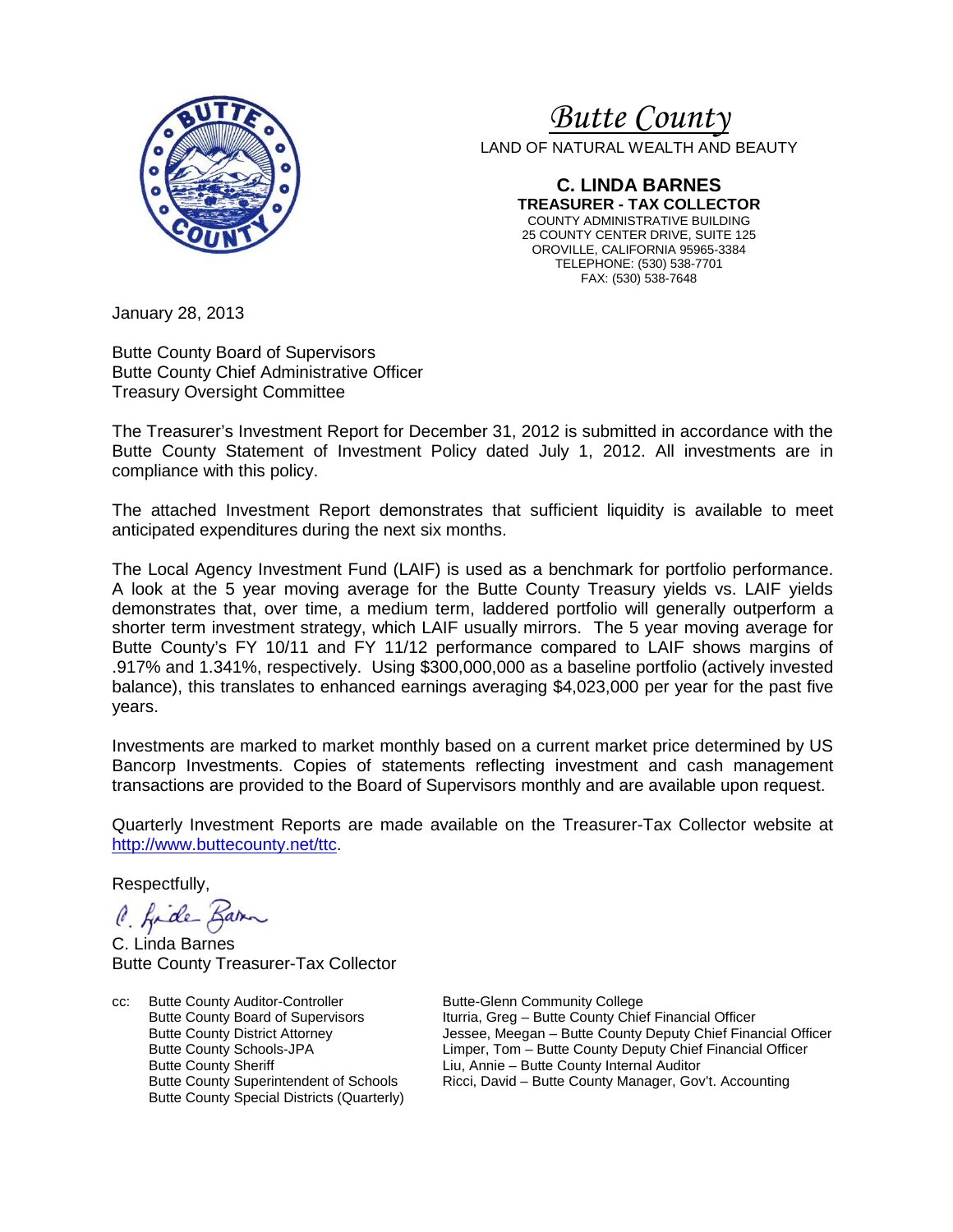# *Butte County*

LAND OF NATURAL WEALTH AND BEAUTY

**C. LINDA BARNES**
**TREASURER - TAX COLLECTOR**
COUNTY ADMINISTRATIVE BUILDING
25 COUNTY CENTER DRIVE, SUITE 125
OROVILLE, CALIFORNIA 95965-3384
TELEPHONE: (530) 538-7701
FAX: (530) 538-7648

January 28, 2013

Butte County Board of Supervisors
Butte County Chief Administrative Officer
Treasury Oversight Committee

The Treasurer's Investment Report for December 31, 2012 is submitted in accordance with the Butte County Statement of Investment Policy dated July 1, 2012. All investments are in compliance with this policy.

The attached Investment Report demonstrates that sufficient liquidity is available to meet anticipated expenditures during the next six months.

The Local Agency Investment Fund (LAIF) is used as a benchmark for portfolio performance. A look at the 5 year moving average for the Butte County Treasury yields vs. LAIF yields demonstrates that, over time, a medium term, laddered portfolio will generally outperform a shorter term investment strategy, which LAIF usually mirrors. The 5 year moving average for Butte County's FY 10/11 and FY 11/12 performance compared to LAIF shows margins of .917% and 1.341%, respectively. Using $300,000,000 as a baseline portfolio (actively invested balance), this translates to enhanced earnings averaging $4,023,000 per year for the past five years.

Investments are marked to market monthly based on a current market price determined by US Bancorp Investments. Copies of statements reflecting investment and cash management transactions are provided to the Board of Supervisors monthly and are available upon request.

Quarterly Investment Reports are made available on the Treasurer-Tax Collector website at http://www.buttecounty.net/ttc.

Respectfully,

C. Linda Barnes
Butte County Treasurer-Tax Collector

cc: Butte County Auditor-Controller
Butte County Board of Supervisors
Butte County District Attorney
Butte County Schools-JPA
Butte County Sheriff
Butte County Superintendent of Schools
Butte County Special Districts (Quarterly)
Butte-Glenn Community College
Iturria, Greg – Butte County Chief Financial Officer
Jessee, Meegan – Butte County Deputy Chief Financial Officer
Limper, Tom – Butte County Deputy Chief Financial Officer
Liu, Annie – Butte County Internal Auditor
Ricci, David – Butte County Manager, Gov't. Accounting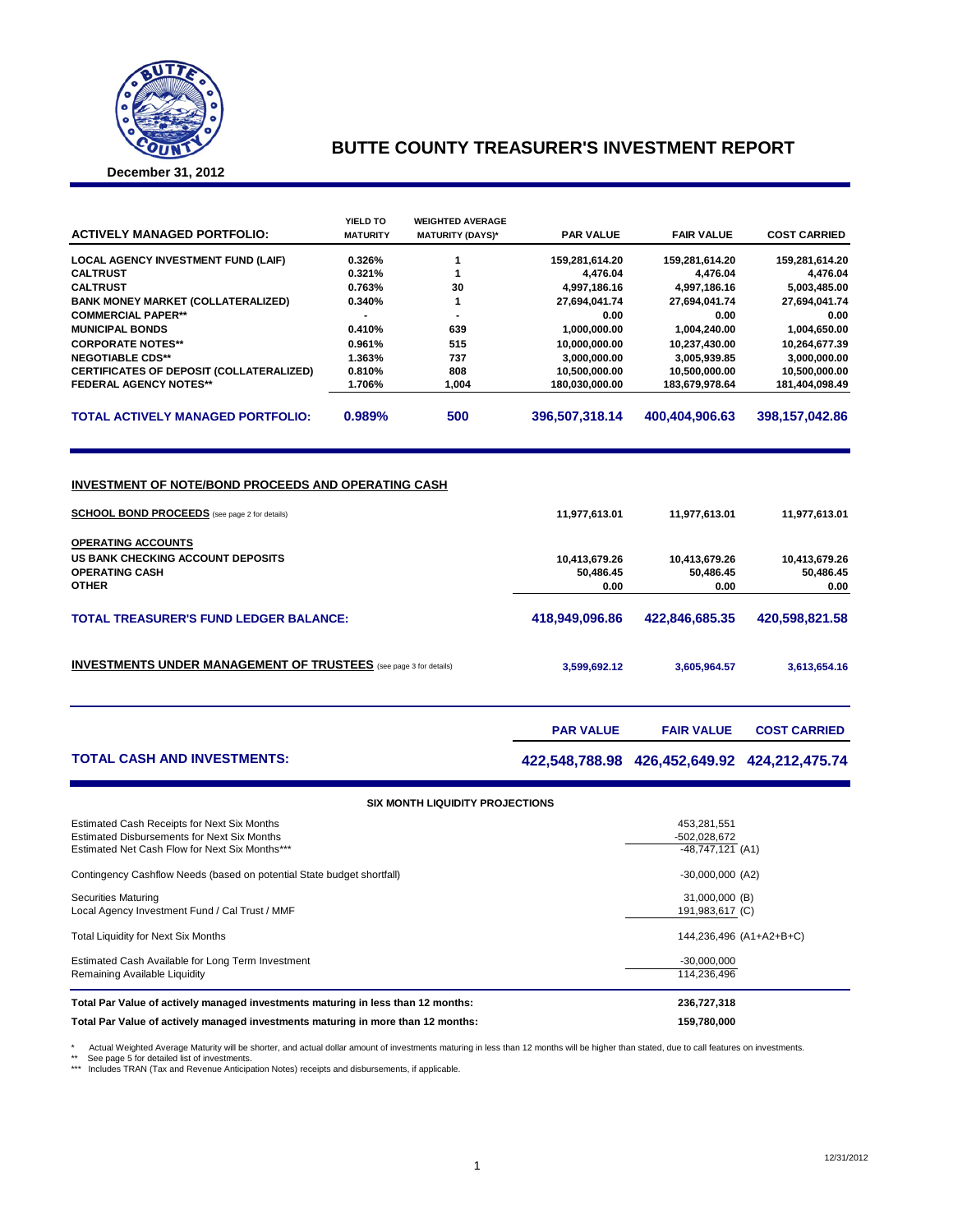# BUTTE COUNTY TREASURER'S INVESTMENT REPORT

**December 31, 2012**

| ACTIVELY MANAGED PORTFOLIO: | YIELD TO MATURITY | WEIGHTED AVERAGE MATURITY (DAYS)* | PAR VALUE | FAIR VALUE | COST CARRIED |
|---|---|---|---|---|---|
| LOCAL AGENCY INVESTMENT FUND (LAIF) | 0.326% | 1 | 159,281,614.20 | 159,281,614.20 | 159,281,614.20 |
| CALTRUST | 0.321% | 1 | 4,476.04 | 4,476.04 | 4,476.04 |
| CALTRUST | 0.763% | 30 | 4,997,186.16 | 4,997,186.16 | 5,003,485.00 |
| BANK MONEY MARKET (COLLATERALIZED) | 0.340% | 1 | 27,694,041.74 | 27,694,041.74 | 27,694,041.74 |
| COMMERCIAL PAPER** | - | - | 0.00 | 0.00 | 0.00 |
| MUNICIPAL BONDS | 0.410% | 639 | 1,000,000.00 | 1,004,240.00 | 1,004,650.00 |
| CORPORATE NOTES** | 0.961% | 515 | 10,000,000.00 | 10,237,430.00 | 10,264,677.39 |
| NEGOTIABLE CDS** | 1.363% | 737 | 3,000,000.00 | 3,005,939.85 | 3,000,000.00 |
| CERTIFICATES OF DEPOSIT (COLLATERALIZED) | 0.810% | 808 | 10,500,000.00 | 10,500,000.00 | 10,500,000.00 |
| FEDERAL AGENCY NOTES** | 1.706% | 1,004 | 180,030,000.00 | 183,679,978.64 | 181,404,098.49 |
| **TOTAL ACTIVELY MANAGED PORTFOLIO:** | **0.989%** | **500** | **396,507,318.14** | **400,404,906.63** | **398,157,042.86** |

## INVESTMENT OF NOTE/BOND PROCEEDS AND OPERATING CASH

| | PAR VALUE | FAIR VALUE | COST CARRIED |
|---|---|---|---|
| **SCHOOL BOND PROCEEDS** (see page 2 for details) | 11,977,613.01 | 11,977,613.01 | 11,977,613.01 |
| **OPERATING ACCOUNTS** | | | |
| US BANK CHECKING ACCOUNT DEPOSITS | 10,413,679.26 | 10,413,679.26 | 10,413,679.26 |
| OPERATING CASH | 50,486.45 | 50,486.45 | 50,486.45 |
| OTHER | 0.00 | 0.00 | 0.00 |
| **TOTAL TREASURER'S FUND LEDGER BALANCE:** | **418,949,096.86** | **422,846,685.35** | **420,598,821.58** |
| **INVESTMENTS UNDER MANAGEMENT OF TRUSTEES** (see page 3 for details) | 3,599,692.12 | 3,605,964.57 | 3,613,654.16 |

| | PAR VALUE | FAIR VALUE | COST CARRIED |
|---|---|---|---|
| **TOTAL CASH AND INVESTMENTS:** | **422,548,788.98** | **426,452,649.92** | **424,212,475.74** |

### SIX MONTH LIQUIDITY PROJECTIONS

| | |
|---|---|
| Estimated Cash Receipts for Next Six Months | 453,281,551 |
| Estimated Disbursements for Next Six Months | -502,028,672 |
| Estimated Net Cash Flow for Next Six Months*** | -48,747,121 (A1) |
| Contingency Cashflow Needs (based on potential State budget shortfall) | -30,000,000 (A2) |
| Securities Maturing | 31,000,000 (B) |
| Local Agency Investment Fund / Cal Trust / MMF | 191,983,617 (C) |
| Total Liquidity for Next Six Months | 144,236,496 (A1+A2+B+C) |
| Estimated Cash Available for Long Term Investment | -30,000,000 |
| Remaining Available Liquidity | 114,236,496 |
| **Total Par Value of actively managed investments maturing in less than 12 months:** | **236,727,318** |
| **Total Par Value of actively managed investments maturing in more than 12 months:** | **159,780,000** |

\* Actual Weighted Average Maturity will be shorter, and actual dollar amount of investments maturing in less than 12 months will be higher than stated, due to call features on investments.
** See page 5 for detailed list of investments.
*** Includes TRAN (Tax and Revenue Anticipation Notes) receipts and disbursements, if applicable.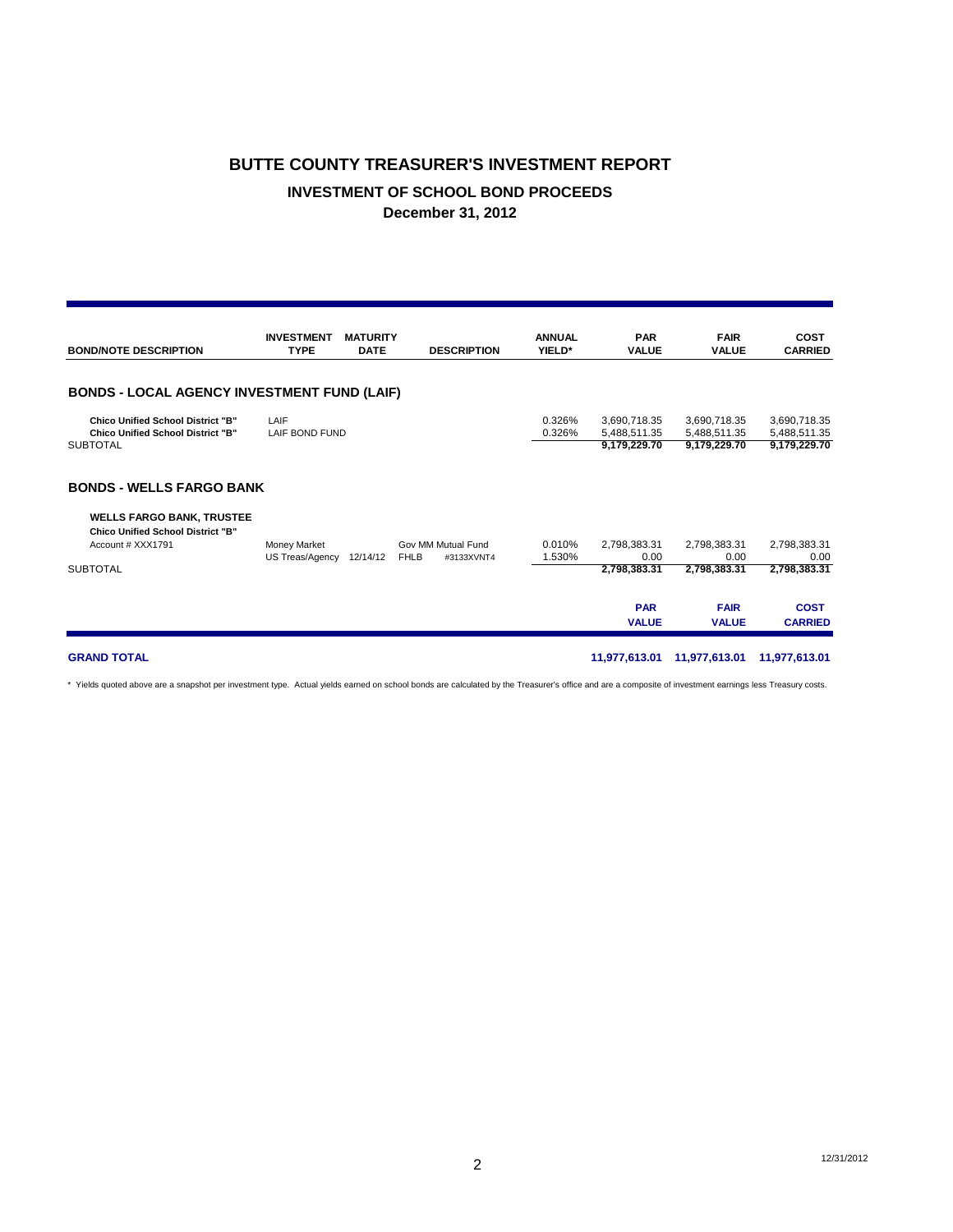# BUTTE COUNTY TREASURER'S INVESTMENT REPORT

## INVESTMENT OF SCHOOL BOND PROCEEDS

### December 31, 2012

| BOND/NOTE DESCRIPTION | INVESTMENT TYPE | MATURITY DATE | DESCRIPTION | | ANNUAL YIELD* | PAR VALUE | FAIR VALUE | COST CARRIED |
|---|---|---|---|---|---|---|---|---|
| **BONDS - LOCAL AGENCY INVESTMENT FUND (LAIF)** | | | | | | | | |
| **Chico Unified School District "B"** | LAIF | | | | 0.326% | 3,690,718.35 | 3,690,718.35 | 3,690,718.35 |
| **Chico Unified School District "B"** | LAIF BOND FUND | | | | 0.326% | 5,488,511.35 | 5,488,511.35 | 5,488,511.35 |
| SUBTOTAL | | | | | | **9,179,229.70** | **9,179,229.70** | **9,179,229.70** |
| **BONDS - WELLS FARGO BANK** | | | | | | | | |
| **WELLS FARGO BANK, TRUSTEE** | | | | | | | | |
| **Chico Unified School District "B"** | | | | | | | | |
| Account # XXX1791 | Money Market | | Gov MM Mutual Fund | | 0.010% | 2,798,383.31 | 2,798,383.31 | 2,798,383.31 |
| | US Treas/Agency | 12/14/12 | FHLB | #3133XVNT4 | 1.530% | 0.00 | 0.00 | 0.00 |
| SUBTOTAL | | | | | | **2,798,383.31** | **2,798,383.31** | **2,798,383.31** |
| | | | | | | **PAR VALUE** | **FAIR VALUE** | **COST CARRIED** |
| **GRAND TOTAL** | | | | | | **11,977,613.01** | **11,977,613.01** | **11,977,613.01** |

* Yields quoted above are a snapshot per investment type. Actual yields earned on school bonds are calculated by the Treasurer's office and are a composite of investment earnings less Treasury costs.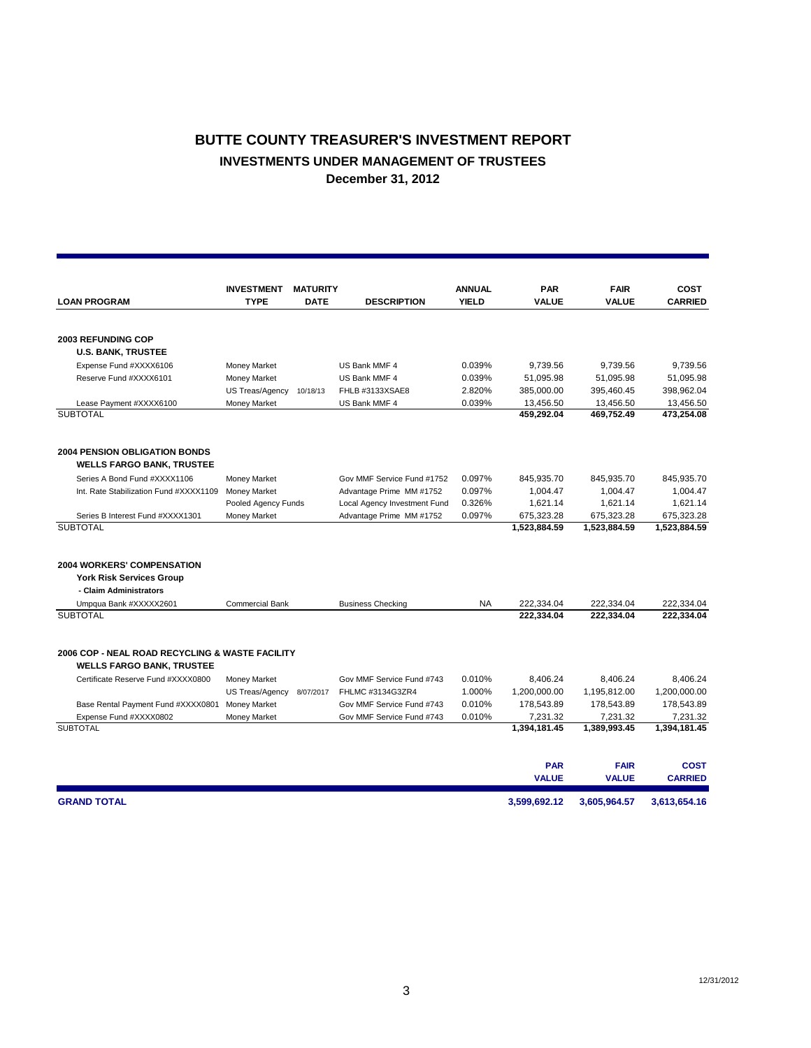# BUTTE COUNTY TREASURER'S INVESTMENT REPORT

## INVESTMENTS UNDER MANAGEMENT OF TRUSTEES

### December 31, 2012

| LOAN PROGRAM | INVESTMENT TYPE | MATURITY DATE | DESCRIPTION | ANNUAL YIELD | PAR VALUE | FAIR VALUE | COST CARRIED |
|---|---|---|---|---|---|---|---|
| **2003 REFUNDING COP** | | | | | | | |
| **U.S. BANK, TRUSTEE** | | | | | | | |
| Expense Fund #XXXX6106 | Money Market | | US Bank MMF 4 | 0.039% | 9,739.56 | 9,739.56 | 9,739.56 |
| Reserve Fund #XXXX6101 | Money Market | | US Bank MMF 4 | 0.039% | 51,095.98 | 51,095.98 | 51,095.98 |
| | US Treas/Agency | 10/18/13 | FHLB #3133XSAE8 | 2.820% | 385,000.00 | 395,460.45 | 398,962.04 |
| Lease Payment #XXXX6100 | Money Market | | US Bank MMF 4 | 0.039% | 13,456.50 | 13,456.50 | 13,456.50 |
| SUBTOTAL | | | | | **459,292.04** | **469,752.49** | **473,254.08** |
| **2004 PENSION OBLIGATION BONDS** | | | | | | | |
| **WELLS FARGO BANK, TRUSTEE** | | | | | | | |
| Series A Bond Fund #XXXX1106 | Money Market | | Gov MMF Service Fund #1752 | 0.097% | 845,935.70 | 845,935.70 | 845,935.70 |
| Int. Rate Stabilization Fund #XXXX1109 | Money Market | | Advantage Prime MM #1752 | 0.097% | 1,004.47 | 1,004.47 | 1,004.47 |
| | Pooled Agency Funds | | Local Agency Investment Fund | 0.326% | 1,621.14 | 1,621.14 | 1,621.14 |
| Series B Interest Fund #XXXX1301 | Money Market | | Advantage Prime MM #1752 | 0.097% | 675,323.28 | 675,323.28 | 675,323.28 |
| SUBTOTAL | | | | | **1,523,884.59** | **1,523,884.59** | **1,523,884.59** |
| **2004 WORKERS' COMPENSATION** | | | | | | | |
| **York Risk Services Group** | | | | | | | |
| **- Claim Administrators** | | | | | | | |
| Umpqua Bank #XXXXX2601 | Commercial Bank | | Business Checking | NA | 222,334.04 | 222,334.04 | 222,334.04 |
| SUBTOTAL | | | | | **222,334.04** | **222,334.04** | **222,334.04** |
| **2006 COP - NEAL ROAD RECYCLING & WASTE FACILITY** | | | | | | | |
| **WELLS FARGO BANK, TRUSTEE** | | | | | | | |
| Certificate Reserve Fund #XXXX0800 | Money Market | | Gov MMF Service Fund #743 | 0.010% | 8,406.24 | 8,406.24 | 8,406.24 |
| | US Treas/Agency | 8/07/2017 | FHLMC #3134G3ZR4 | 1.000% | 1,200,000.00 | 1,195,812.00 | 1,200,000.00 |
| Base Rental Payment Fund #XXXX0801 | Money Market | | Gov MMF Service Fund #743 | 0.010% | 178,543.89 | 178,543.89 | 178,543.89 |
| Expense Fund #XXXX0802 | Money Market | | Gov MMF Service Fund #743 | 0.010% | 7,231.32 | 7,231.32 | 7,231.32 |
| SUBTOTAL | | | | | **1,394,181.45** | **1,389,993.45** | **1,394,181.45** |

| | PAR VALUE | FAIR VALUE | COST CARRIED |
|---|---|---|---|
| **GRAND TOTAL** | **3,599,692.12** | **3,605,964.57** | **3,613,654.16** |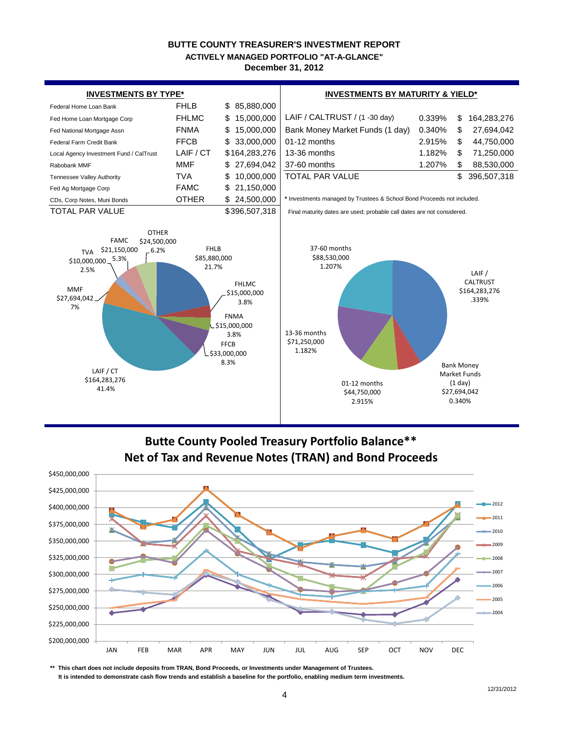# BUTTE COUNTY TREASURER'S INVESTMENT REPORT

## ACTIVELY MANAGED PORTFOLIO "AT-A-GLANCE"

### December 31, 2012

**INVESTMENTS BY TYPE***

| | | |
|---|---|---|
| Federal Home Loan Bank | FHLB | $ 85,880,000 |
| Fed Home Loan Mortgage Corp | FHLMC | $ 15,000,000 |
| Fed National Mortgage Assn | FNMA | $ 15,000,000 |
| Federal Farm Credit Bank | FFCB | $ 33,000,000 |
| Local Agency Investment Fund / CalTrust | LAIF / CT | $164,283,276 |
| Rabobank MMF | MMF | $ 27,694,042 |
| Tennessee Valley Authority | TVA | $ 10,000,000 |
| Fed Ag Mortgage Corp | FAMC | $ 21,150,000 |
| CDs, Corp Notes, Muni Bonds | OTHER | $ 24,500,000 |
| TOTAL PAR VALUE | | $396,507,318 |

**INVESTMENTS BY MATURITY & YIELD***

| | | |
|---|---|---|
| LAIF / CALTRUST / (1 -30 day) | 0.339% | $ 164,283,276 |
| Bank Money Market Funds (1 day) | 0.340% | $ 27,694,042 |
| 01-12 months | 2.915% | $ 44,750,000 |
| 13-36 months | 1.182% | $ 71,250,000 |
| 37-60 months | 1.207% | $ 88,530,000 |
| TOTAL PAR VALUE | | $ 396,507,318 |

* Investments managed by Trustees & School Bond Proceeds not included.

Final maturity dates are used; probable call dates are not considered.

FHLB $85,880,000 21.7%; FHLMC $15,000,000 3.8%; FNMA $15,000,000 3.8%; FFCB $33,000,000 8.3%; LAIF / CT $164,283,276 41.4%; MMF $27,694,042 7%; TVA $10,000,000 2.5%; FAMC $21,150,000 5.3%; OTHER $24,500,000 6.2%

LAIF / CALTRUST $164,283,276 .339%; Bank Money Market Funds (1 day) $27,694,042 0.340%; 01-12 months $44,750,000 2.915%; 13-36 months $71,250,000 1.182%; 37-60 months $88,530,000 1.207%

## Butte County Pooled Treasury Portfolio Balance**
## Net of Tax and Revenue Notes (TRAN) and Bond Proceeds

** This chart does not include deposits from TRAN, Bond Proceeds, or Investments under Management of Trustees.
It is intended to demonstrate cash flow trends and establish a baseline for the portfolio, enabling medium term investments.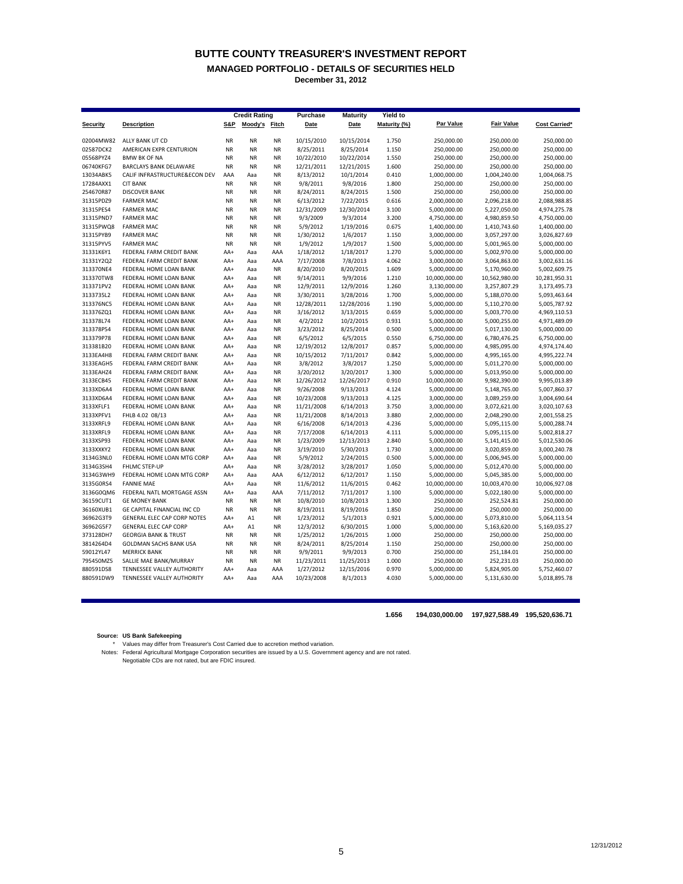# BUTTE COUNTY TREASURER'S INVESTMENT REPORT

## MANAGED PORTFOLIO - DETAILS OF SECURITIES HELD

**December 31, 2012**

| | | Credit Rating | | | Purchase | Maturity | Yield to | | | |
|---|---|---|---|---|---|---|---|---|---|---|
| **Security** | **Description** | **S&P** | **Moody's** | **Fitch** | **Date** | **Date** | **Maturity (%)** | **Par Value** | **Fair Value** | **Cost Carried*** |
| 02004MW82 | ALLY BANK UT CD | NR | NR | NR | 10/15/2010 | 10/15/2014 | 1.750 | 250,000.00 | 250,000.00 | 250,000.00 |
| 02587DCK2 | AMERICAN EXPR CENTURION | NR | NR | NR | 8/25/2011 | 8/25/2014 | 1.150 | 250,000.00 | 250,000.00 | 250,000.00 |
| 05568PYZ4 | BMW BK OF NA | NR | NR | NR | 10/22/2010 | 10/22/2014 | 1.550 | 250,000.00 | 250,000.00 | 250,000.00 |
| 06740KFG7 | BARCLAYS BANK DELAWARE | NR | NR | NR | 12/21/2011 | 12/21/2015 | 1.600 | 250,000.00 | 250,000.00 | 250,000.00 |
| 13034ABK5 | CALIF INFRASTRUCTURE&ECON DEV | AAA | Aaa | NR | 8/13/2012 | 10/1/2014 | 0.410 | 1,000,000.00 | 1,004,240.00 | 1,004,068.75 |
| 17284AXX1 | CIT BANK | NR | NR | NR | 9/8/2011 | 9/8/2016 | 1.800 | 250,000.00 | 250,000.00 | 250,000.00 |
| 254670R87 | DISCOVER BANK | NR | NR | NR | 8/24/2011 | 8/24/2015 | 1.500 | 250,000.00 | 250,000.00 | 250,000.00 |
| 31315PDZ9 | FARMER MAC | NR | NR | NR | 6/13/2012 | 7/22/2015 | 0.616 | 2,000,000.00 | 2,096,218.00 | 2,088,988.85 |
| 31315PES4 | FARMER MAC | NR | NR | NR | 12/31/2009 | 12/30/2014 | 3.100 | 5,000,000.00 | 5,227,050.00 | 4,974,275.78 |
| 31315PND7 | FARMER MAC | NR | NR | NR | 9/3/2009 | 9/3/2014 | 3.200 | 4,750,000.00 | 4,980,859.50 | 4,750,000.00 |
| 31315PWQ8 | FARMER MAC | NR | NR | NR | 5/9/2012 | 1/19/2016 | 0.675 | 1,400,000.00 | 1,410,743.60 | 1,400,000.00 |
| 31315PYB9 | FARMER MAC | NR | NR | NR | 1/30/2012 | 1/6/2017 | 1.150 | 3,000,000.00 | 3,057,297.00 | 3,026,827.69 |
| 31315PYV5 | FARMER MAC | NR | NR | NR | 1/9/2012 | 1/9/2017 | 1.500 | 5,000,000.00 | 5,001,965.00 | 5,000,000.00 |
| 31331K6Y1 | FEDERAL FARM CREDIT BANK | AA+ | Aaa | AAA | 1/18/2012 | 1/18/2017 | 1.270 | 5,000,000.00 | 5,002,970.00 | 5,000,000.00 |
| 31331Y2Q2 | FEDERAL FARM CREDIT BANK | AA+ | Aaa | AAA | 7/17/2008 | 7/8/2013 | 4.062 | 3,000,000.00 | 3,064,863.00 | 3,002,631.16 |
| 313370NE4 | FEDERAL HOME LOAN BANK | AA+ | Aaa | NR | 8/20/2010 | 8/20/2015 | 1.609 | 5,000,000.00 | 5,170,960.00 | 5,002,609.75 |
| 313370TW8 | FEDERAL HOME LOAN BANK | AA+ | Aaa | NR | 9/14/2011 | 9/9/2016 | 1.210 | 10,000,000.00 | 10,562,980.00 | 10,281,950.31 |
| 313371PV2 | FEDERAL HOME LOAN BANK | AA+ | Aaa | NR | 12/9/2011 | 12/9/2016 | 1.260 | 3,130,000.00 | 3,257,807.29 | 3,173,495.73 |
| 3133735L2 | FEDERAL HOME LOAN BANK | AA+ | Aaa | NR | 3/30/2011 | 3/28/2016 | 1.700 | 5,000,000.00 | 5,188,070.00 | 5,093,463.64 |
| 313376NC5 | FEDERAL HOME LOAN BANK | AA+ | Aaa | NR | 12/28/2011 | 12/28/2016 | 1.190 | 5,000,000.00 | 5,110,270.00 | 5,005,787.92 |
| 313376ZQ1 | FEDERAL HOME LOAN BANK | AA+ | Aaa | NR | 3/16/2012 | 3/13/2015 | 0.659 | 5,000,000.00 | 5,003,770.00 | 4,969,110.53 |
| 313378L74 | FEDERAL HOME LOAN BANK | AA+ | Aaa | NR | 4/2/2012 | 10/2/2015 | 0.931 | 5,000,000.00 | 5,000,255.00 | 4,971,489.09 |
| 313378P54 | FEDERAL HOME LOAN BANK | AA+ | Aaa | NR | 3/23/2012 | 8/25/2014 | 0.500 | 5,000,000.00 | 5,017,130.00 | 5,000,000.00 |
| 313379P78 | FEDERAL HOME LOAN BANK | AA+ | Aaa | NR | 6/5/2012 | 6/5/2015 | 0.550 | 6,750,000.00 | 6,780,476.25 | 6,750,000.00 |
| 313381B20 | FEDERAL HOME LOAN BANK | AA+ | Aaa | NR | 12/19/2012 | 12/8/2017 | 0.857 | 5,000,000.00 | 4,985,095.00 | 4,974,174.40 |
| 3133EA4H8 | FEDERAL FARM CREDIT BANK | AA+ | Aaa | NR | 10/15/2012 | 7/11/2017 | 0.842 | 5,000,000.00 | 4,995,165.00 | 4,995,222.74 |
| 3133EAGH5 | FEDERAL FARM CREDIT BANK | AA+ | Aaa | NR | 3/8/2012 | 3/8/2017 | 1.250 | 5,000,000.00 | 5,011,270.00 | 5,000,000.00 |
| 3133EAHZ4 | FEDERAL FARM CREDIT BANK | AA+ | Aaa | NR | 3/20/2012 | 3/20/2017 | 1.300 | 5,000,000.00 | 5,013,950.00 | 5,000,000.00 |
| 3133ECB45 | FEDERAL FARM CREDIT BANK | AA+ | Aaa | NR | 12/26/2012 | 12/26/2017 | 0.910 | 10,000,000.00 | 9,982,390.00 | 9,995,013.89 |
| 3133XD6A4 | FEDERAL HOME LOAN BANK | AA+ | Aaa | NR | 9/26/2008 | 9/13/2013 | 4.124 | 5,000,000.00 | 5,148,765.00 | 5,007,860.37 |
| 3133XD6A4 | FEDERAL HOME LOAN BANK | AA+ | Aaa | NR | 10/23/2008 | 9/13/2013 | 4.125 | 3,000,000.00 | 3,089,259.00 | 3,004,690.64 |
| 3133XFLF1 | FEDERAL HOME LOAN BANK | AA+ | Aaa | NR | 11/21/2008 | 6/14/2013 | 3.750 | 3,000,000.00 | 3,072,621.00 | 3,020,107.63 |
| 3133XPFV1 | FHLB 4.02 08/13 | AA+ | Aaa | NR | 11/21/2008 | 8/14/2013 | 3.880 | 2,000,000.00 | 2,048,290.00 | 2,001,558.25 |
| 3133XRFL9 | FEDERAL HOME LOAN BANK | AA+ | Aaa | NR | 6/16/2008 | 6/14/2013 | 4.236 | 5,000,000.00 | 5,095,115.00 | 5,000,288.74 |
| 3133XRFL9 | FEDERAL HOME LOAN BANK | AA+ | Aaa | NR | 7/17/2008 | 6/14/2013 | 4.111 | 5,000,000.00 | 5,095,115.00 | 5,002,818.27 |
| 3133XSP93 | FEDERAL HOME LOAN BANK | AA+ | Aaa | NR | 1/23/2009 | 12/13/2013 | 2.840 | 5,000,000.00 | 5,141,415.00 | 5,012,530.06 |
| 3133XXKY2 | FEDERAL HOME LOAN BANK | AA+ | Aaa | NR | 3/19/2010 | 5/30/2013 | 1.730 | 3,000,000.00 | 3,020,859.00 | 3,000,240.78 |
| 3134G3NL0 | FEDERAL HOME LOAN MTG CORP | AA+ | Aaa | NR | 5/9/2012 | 2/24/2015 | 0.500 | 5,000,000.00 | 5,006,945.00 | 5,000,000.00 |
| 3134G3SH4 | FHLMC STEP-UP | AA+ | Aaa | NR | 3/28/2012 | 3/28/2017 | 1.050 | 5,000,000.00 | 5,012,470.00 | 5,000,000.00 |
| 3134G3WH9 | FEDERAL HOME LOAN MTG CORP | AA+ | Aaa | AAA | 6/12/2012 | 6/12/2017 | 1.150 | 5,000,000.00 | 5,045,385.00 | 5,000,000.00 |
| 3135G0RS4 | FANNIE MAE | AA+ | Aaa | NR | 11/6/2012 | 11/6/2015 | 0.462 | 10,000,000.00 | 10,003,470.00 | 10,006,927.08 |
| 3136G0QM6 | FEDERAL NATL MORTGAGE ASSN | AA+ | Aaa | AAA | 7/11/2012 | 7/11/2017 | 1.100 | 5,000,000.00 | 5,022,180.00 | 5,000,000.00 |
| 36159CUT1 | GE MONEY BANK | NR | NR | NR | 10/8/2010 | 10/8/2013 | 1.300 | 250,000.00 | 252,524.81 | 250,000.00 |
| 36160XUB1 | GE CAPITAL FINANCIAL INC CD | NR | NR | NR | 8/19/2011 | 8/19/2016 | 1.850 | 250,000.00 | 250,000.00 | 250,000.00 |
| 36962G3T9 | GENERAL ELEC CAP CORP NOTES | AA+ | A1 | NR | 1/23/2012 | 5/1/2013 | 0.921 | 5,000,000.00 | 5,073,810.00 | 5,064,113.54 |
| 36962G5F7 | GENERAL ELEC CAP CORP | AA+ | A1 | NR | 12/3/2012 | 6/30/2015 | 1.000 | 5,000,000.00 | 5,163,620.00 | 5,169,035.27 |
| 373128DH7 | GEORGIA BANK & TRUST | NR | NR | NR | 1/25/2012 | 1/26/2015 | 1.000 | 250,000.00 | 250,000.00 | 250,000.00 |
| 3814264D4 | GOLDMAN SACHS BANK USA | NR | NR | NR | 8/24/2011 | 8/25/2014 | 1.150 | 250,000.00 | 250,000.00 | 250,000.00 |
| 59012YL47 | MERRICK BANK | NR | NR | NR | 9/9/2011 | 9/9/2013 | 0.700 | 250,000.00 | 251,184.01 | 250,000.00 |
| 795450MZ5 | SALLIE MAE BANK/MURRAY | NR | NR | NR | 11/23/2011 | 11/25/2013 | 1.000 | 250,000.00 | 252,231.03 | 250,000.00 |
| 880591DS8 | TENNESSEE VALLEY AUTHORITY | AA+ | Aaa | AAA | 1/27/2012 | 12/15/2016 | 0.970 | 5,000,000.00 | 5,824,905.00 | 5,752,460.07 |
| 880591DW9 | TENNESSEE VALLEY AUTHORITY | AA+ | Aaa | AAA | 10/23/2008 | 8/1/2013 | 4.030 | 5,000,000.00 | 5,131,630.00 | 5,018,895.78 |
| | | | | | | | **1.656** | **194,030,000.00** | **197,927,588.49** | **195,520,636.71** |

**Source: US Bank Safekeeping**

\* Values may differ from Treasurer's Cost Carried due to accretion method variation.

Notes: Federal Agricultural Mortgage Corporation securities are issued by a U.S. Government agency and are not rated.
Negotiable CDs are not rated, but are FDIC insured.